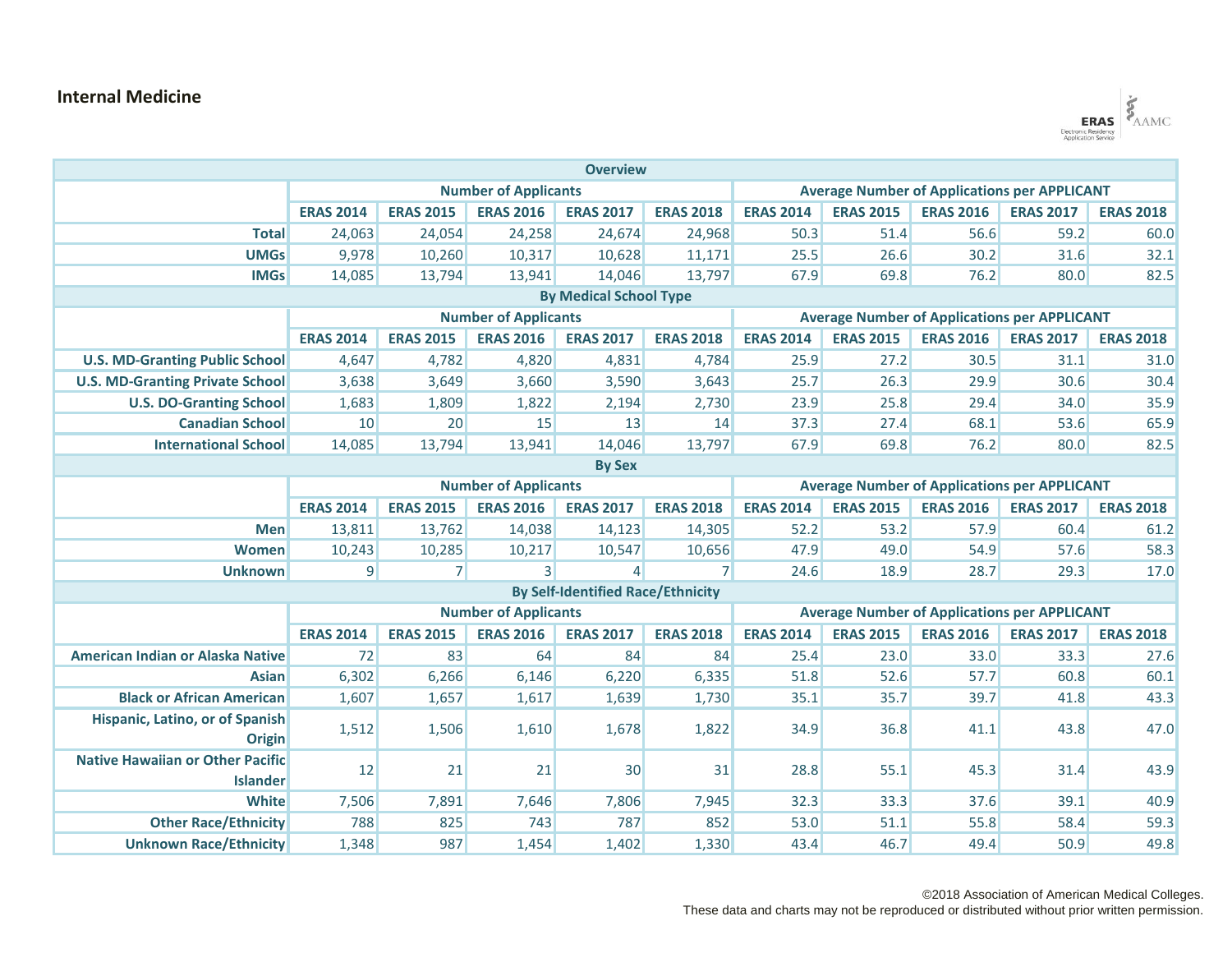## Internal Medicine

| Overview | | | | | | | | | | |
|---|---|---|---|---|---|---|---|---|---|---|
| | Number of Applicants | | | | | Average Number of Applications per APPLICANT | | | | |
| | ERAS 2014 | ERAS 2015 | ERAS 2016 | ERAS 2017 | ERAS 2018 | ERAS 2014 | ERAS 2015 | ERAS 2016 | ERAS 2017 | ERAS 2018 |
| **Total** | 24,063 | 24,054 | 24,258 | 24,674 | 24,968 | 50.3 | 51.4 | 56.6 | 59.2 | 60.0 |
| **UMGs** | 9,978 | 10,260 | 10,317 | 10,628 | 11,171 | 25.5 | 26.6 | 30.2 | 31.6 | 32.1 |
| **IMGs** | 14,085 | 13,794 | 13,941 | 14,046 | 13,797 | 67.9 | 69.8 | 76.2 | 80.0 | 82.5 |
| **By Medical School Type** | | | | | | | | | | |
| | Number of Applicants | | | | | Average Number of Applications per APPLICANT | | | | |
| | ERAS 2014 | ERAS 2015 | ERAS 2016 | ERAS 2017 | ERAS 2018 | ERAS 2014 | ERAS 2015 | ERAS 2016 | ERAS 2017 | ERAS 2018 |
| **U.S. MD-Granting Public School** | 4,647 | 4,782 | 4,820 | 4,831 | 4,784 | 25.9 | 27.2 | 30.5 | 31.1 | 31.0 |
| **U.S. MD-Granting Private School** | 3,638 | 3,649 | 3,660 | 3,590 | 3,643 | 25.7 | 26.3 | 29.9 | 30.6 | 30.4 |
| **U.S. DO-Granting School** | 1,683 | 1,809 | 1,822 | 2,194 | 2,730 | 23.9 | 25.8 | 29.4 | 34.0 | 35.9 |
| **Canadian School** | 10 | 20 | 15 | 13 | 14 | 37.3 | 27.4 | 68.1 | 53.6 | 65.9 |
| **International School** | 14,085 | 13,794 | 13,941 | 14,046 | 13,797 | 67.9 | 69.8 | 76.2 | 80.0 | 82.5 |
| **By Sex** | | | | | | | | | | |
| | Number of Applicants | | | | | Average Number of Applications per APPLICANT | | | | |
| | ERAS 2014 | ERAS 2015 | ERAS 2016 | ERAS 2017 | ERAS 2018 | ERAS 2014 | ERAS 2015 | ERAS 2016 | ERAS 2017 | ERAS 2018 |
| **Men** | 13,811 | 13,762 | 14,038 | 14,123 | 14,305 | 52.2 | 53.2 | 57.9 | 60.4 | 61.2 |
| **Women** | 10,243 | 10,285 | 10,217 | 10,547 | 10,656 | 47.9 | 49.0 | 54.9 | 57.6 | 58.3 |
| **Unknown** | 9 | 7 | 3 | 4 | 7 | 24.6 | 18.9 | 28.7 | 29.3 | 17.0 |
| **By Self-Identified Race/Ethnicity** | | | | | | | | | | |
| | Number of Applicants | | | | | Average Number of Applications per APPLICANT | | | | |
| | ERAS 2014 | ERAS 2015 | ERAS 2016 | ERAS 2017 | ERAS 2018 | ERAS 2014 | ERAS 2015 | ERAS 2016 | ERAS 2017 | ERAS 2018 |
| **American Indian or Alaska Native** | 72 | 83 | 64 | 84 | 84 | 25.4 | 23.0 | 33.0 | 33.3 | 27.6 |
| **Asian** | 6,302 | 6,266 | 6,146 | 6,220 | 6,335 | 51.8 | 52.6 | 57.7 | 60.8 | 60.1 |
| **Black or African American** | 1,607 | 1,657 | 1,617 | 1,639 | 1,730 | 35.1 | 35.7 | 39.7 | 41.8 | 43.3 |
| **Hispanic, Latino, or of Spanish Origin** | 1,512 | 1,506 | 1,610 | 1,678 | 1,822 | 34.9 | 36.8 | 41.1 | 43.8 | 47.0 |
| **Native Hawaiian or Other Pacific Islander** | 12 | 21 | 21 | 30 | 31 | 28.8 | 55.1 | 45.3 | 31.4 | 43.9 |
| **White** | 7,506 | 7,891 | 7,646 | 7,806 | 7,945 | 32.3 | 33.3 | 37.6 | 39.1 | 40.9 |
| **Other Race/Ethnicity** | 788 | 825 | 743 | 787 | 852 | 53.0 | 51.1 | 55.8 | 58.4 | 59.3 |
| **Unknown Race/Ethnicity** | 1,348 | 987 | 1,454 | 1,402 | 1,330 | 43.4 | 46.7 | 49.4 | 50.9 | 49.8 |

©2018 Association of American Medical Colleges.
These data and charts may not be reproduced or distributed without prior written permission.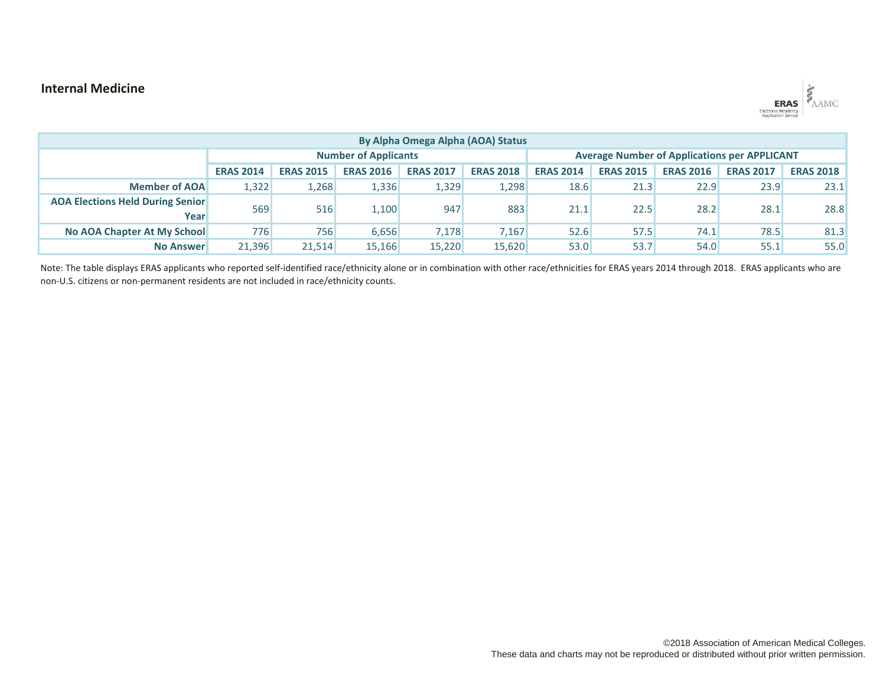## Internal Medicine

| By Alpha Omega Alpha (AOA) Status | | | | | | | | | | |
|---|---|---|---|---|---|---|---|---|---|---|
| | Number of Applicants | | | | | Average Number of Applications per APPLICANT | | | | |
| | ERAS 2014 | ERAS 2015 | ERAS 2016 | ERAS 2017 | ERAS 2018 | ERAS 2014 | ERAS 2015 | ERAS 2016 | ERAS 2017 | ERAS 2018 |
| **Member of AOA** | 1,322 | 1,268 | 1,336 | 1,329 | 1,298 | 18.6 | 21.3 | 22.9 | 23.9 | 23.1 |
| **AOA Elections Held During Senior Year** | 569 | 516 | 1,100 | 947 | 883 | 21.1 | 22.5 | 28.2 | 28.1 | 28.8 |
| **No AOA Chapter At My School** | 776 | 756 | 6,656 | 7,178 | 7,167 | 52.6 | 57.5 | 74.1 | 78.5 | 81.3 |
| **No Answer** | 21,396 | 21,514 | 15,166 | 15,220 | 15,620 | 53.0 | 53.7 | 54.0 | 55.1 | 55.0 |

Note: The table displays ERAS applicants who reported self-identified race/ethnicity alone or in combination with other race/ethnicities for ERAS years 2014 through 2018. ERAS applicants who are non-U.S. citizens or non-permanent residents are not included in race/ethnicity counts.

©2018 Association of American Medical Colleges.
These data and charts may not be reproduced or distributed without prior written permission.